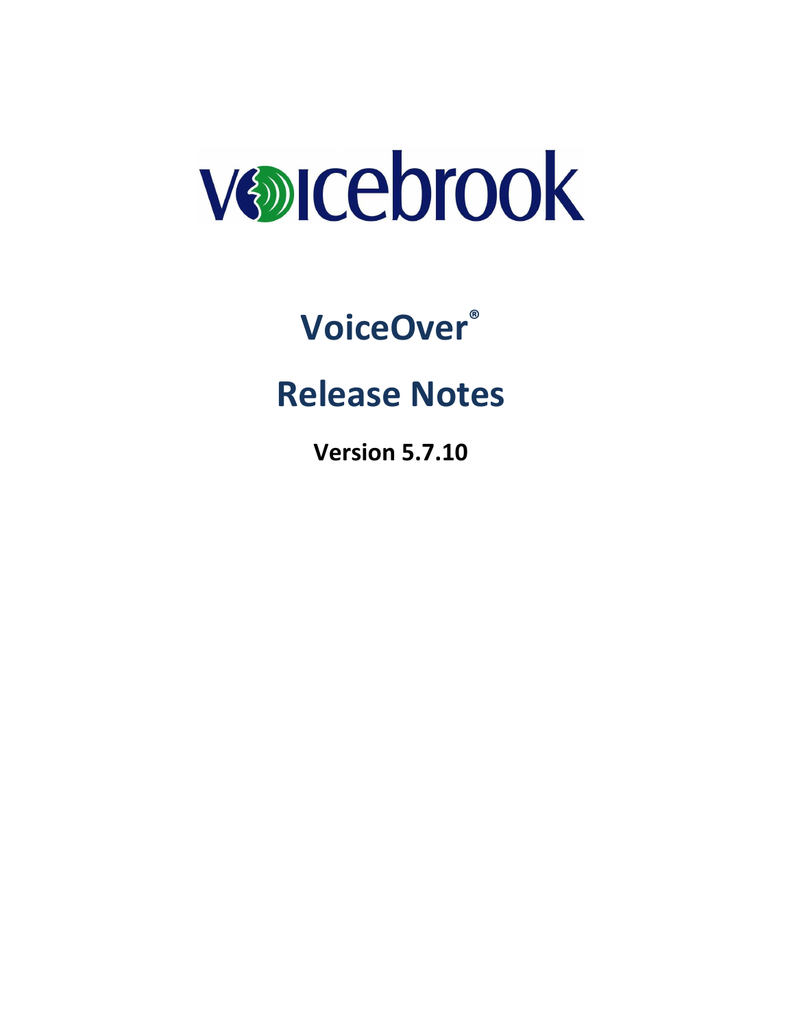voicebrook

# VoiceOver®

# Release Notes

**Version 5.7.10**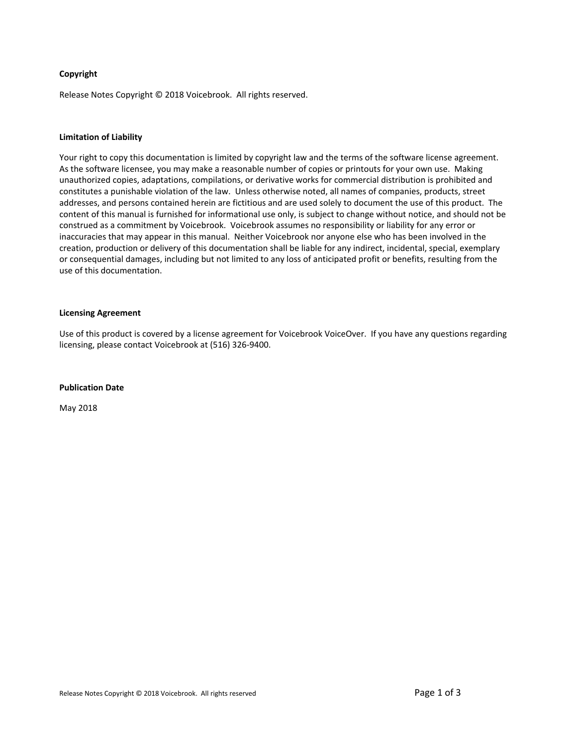**Copyright**

Release Notes Copyright © 2018 Voicebrook. All rights reserved.

**Limitation of Liability**

Your right to copy this documentation is limited by copyright law and the terms of the software license agreement. As the software licensee, you may make a reasonable number of copies or printouts for your own use. Making unauthorized copies, adaptations, compilations, or derivative works for commercial distribution is prohibited and constitutes a punishable violation of the law. Unless otherwise noted, all names of companies, products, street addresses, and persons contained herein are fictitious and are used solely to document the use of this product. The content of this manual is furnished for informational use only, is subject to change without notice, and should not be construed as a commitment by Voicebrook. Voicebrook assumes no responsibility or liability for any error or inaccuracies that may appear in this manual. Neither Voicebrook nor anyone else who has been involved in the creation, production or delivery of this documentation shall be liable for any indirect, incidental, special, exemplary or consequential damages, including but not limited to any loss of anticipated profit or benefits, resulting from the use of this documentation.

**Licensing Agreement**

Use of this product is covered by a license agreement for Voicebrook VoiceOver. If you have any questions regarding licensing, please contact Voicebrook at (516) 326-9400.

**Publication Date**

May 2018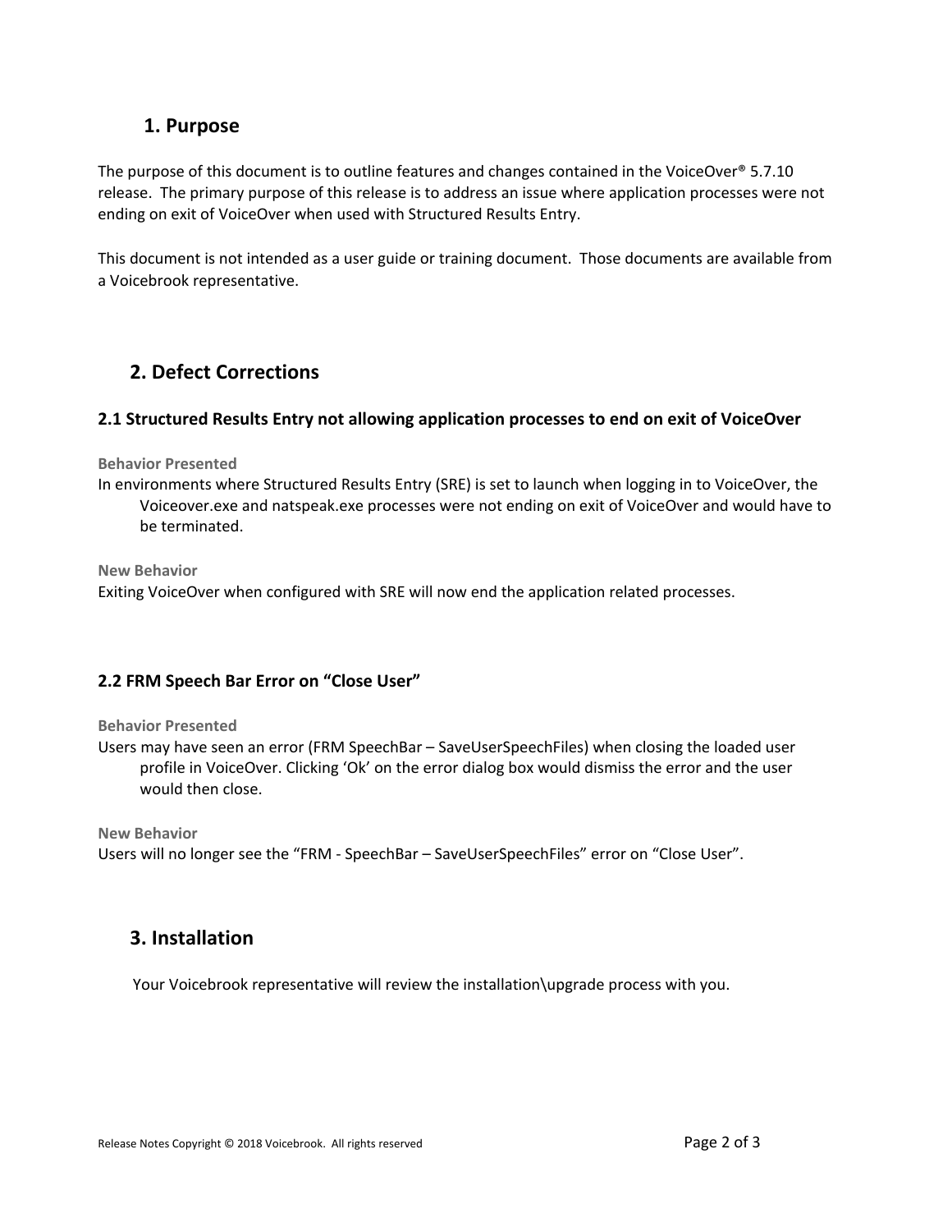## 1. Purpose

The purpose of this document is to outline features and changes contained in the VoiceOver® 5.7.10 release. The primary purpose of this release is to address an issue where application processes were not ending on exit of VoiceOver when used with Structured Results Entry.

This document is not intended as a user guide or training document. Those documents are available from a Voicebrook representative.

## 2. Defect Corrections

### 2.1 Structured Results Entry not allowing application processes to end on exit of VoiceOver

**Behavior Presented**

In environments where Structured Results Entry (SRE) is set to launch when logging in to VoiceOver, the Voiceover.exe and natspeak.exe processes were not ending on exit of VoiceOver and would have to be terminated.

**New Behavior**

Exiting VoiceOver when configured with SRE will now end the application related processes.

### 2.2 FRM Speech Bar Error on "Close User"

**Behavior Presented**

Users may have seen an error (FRM SpeechBar – SaveUserSpeechFiles) when closing the loaded user profile in VoiceOver. Clicking 'Ok' on the error dialog box would dismiss the error and the user would then close.

**New Behavior**

Users will no longer see the "FRM - SpeechBar – SaveUserSpeechFiles" error on "Close User".

## 3. Installation

Your Voicebrook representative will review the installation\upgrade process with you.